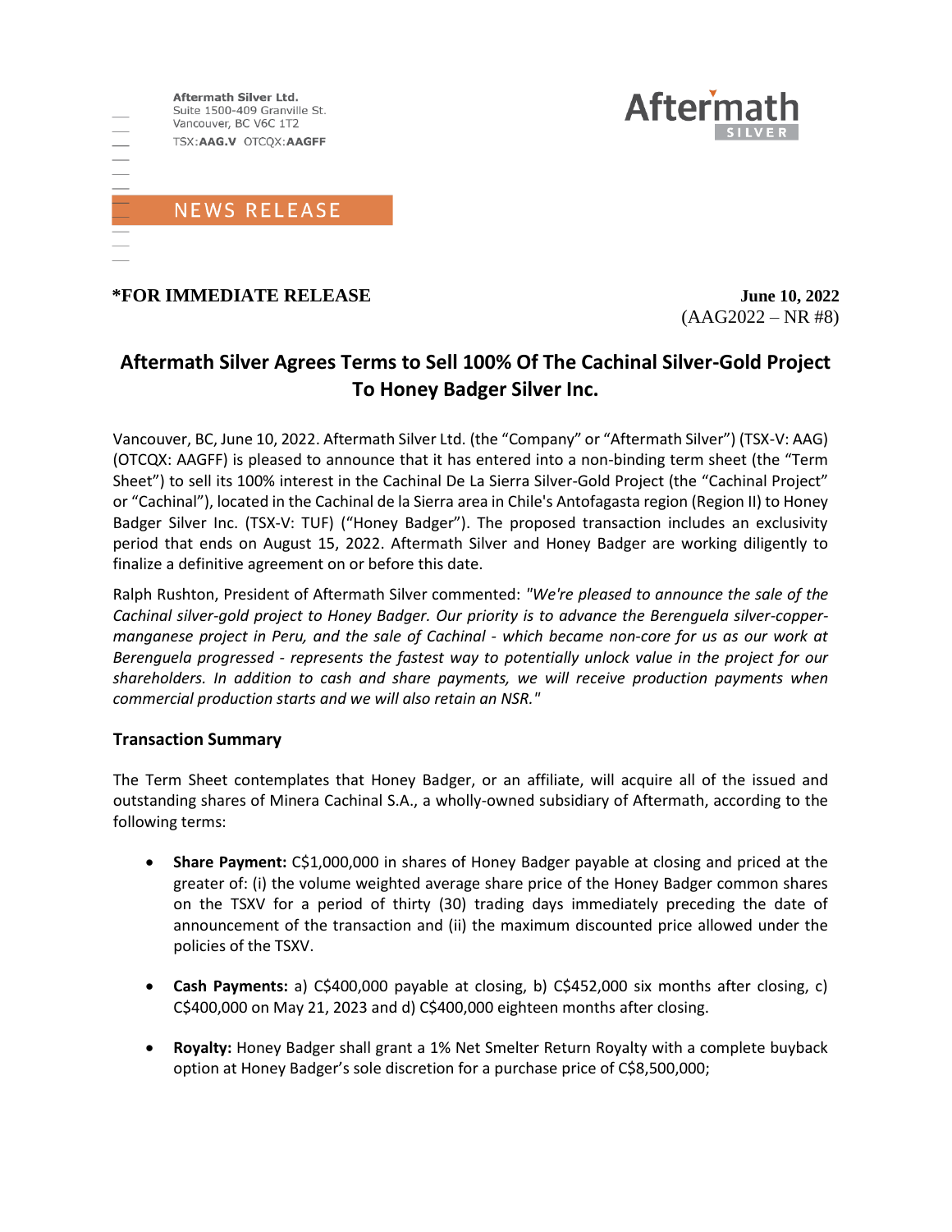Aftermath Silver Ltd.
Suite 1500-409 Granville St.
Vancouver, BC V6C 1T2
TSX:**AAG.V** OTCQX:**AAGFF**

Aftermath SILVER

NEWS RELEASE

**\*FOR IMMEDIATE RELEASE** **June 10, 2022**
(AAG2022 – NR #8)

# Aftermath Silver Agrees Terms to Sell 100% Of The Cachinal Silver-Gold Project To Honey Badger Silver Inc.

Vancouver, BC, June 10, 2022. Aftermath Silver Ltd. (the "Company" or "Aftermath Silver") (TSX-V: AAG) (OTCQX: AAGFF) is pleased to announce that it has entered into a non-binding term sheet (the "Term Sheet") to sell its 100% interest in the Cachinal De La Sierra Silver-Gold Project (the "Cachinal Project" or "Cachinal"), located in the Cachinal de la Sierra area in Chile's Antofagasta region (Region II) to Honey Badger Silver Inc. (TSX-V: TUF) ("Honey Badger"). The proposed transaction includes an exclusivity period that ends on August 15, 2022. Aftermath Silver and Honey Badger are working diligently to finalize a definitive agreement on or before this date.

Ralph Rushton, President of Aftermath Silver commented: *"We're pleased to announce the sale of the Cachinal silver-gold project to Honey Badger. Our priority is to advance the Berenguela silver-copper-manganese project in Peru, and the sale of Cachinal - which became non-core for us as our work at Berenguela progressed - represents the fastest way to potentially unlock value in the project for our shareholders. In addition to cash and share payments, we will receive production payments when commercial production starts and we will also retain an NSR."*

## Transaction Summary

The Term Sheet contemplates that Honey Badger, or an affiliate, will acquire all of the issued and outstanding shares of Minera Cachinal S.A., a wholly-owned subsidiary of Aftermath, according to the following terms:

- **Share Payment:** C$1,000,000 in shares of Honey Badger payable at closing and priced at the greater of: (i) the volume weighted average share price of the Honey Badger common shares on the TSXV for a period of thirty (30) trading days immediately preceding the date of announcement of the transaction and (ii) the maximum discounted price allowed under the policies of the TSXV.

- **Cash Payments:** a) C$400,000 payable at closing, b) C$452,000 six months after closing, c) C$400,000 on May 21, 2023 and d) C$400,000 eighteen months after closing.

- **Royalty:** Honey Badger shall grant a 1% Net Smelter Return Royalty with a complete buyback option at Honey Badger's sole discretion for a purchase price of C$8,500,000;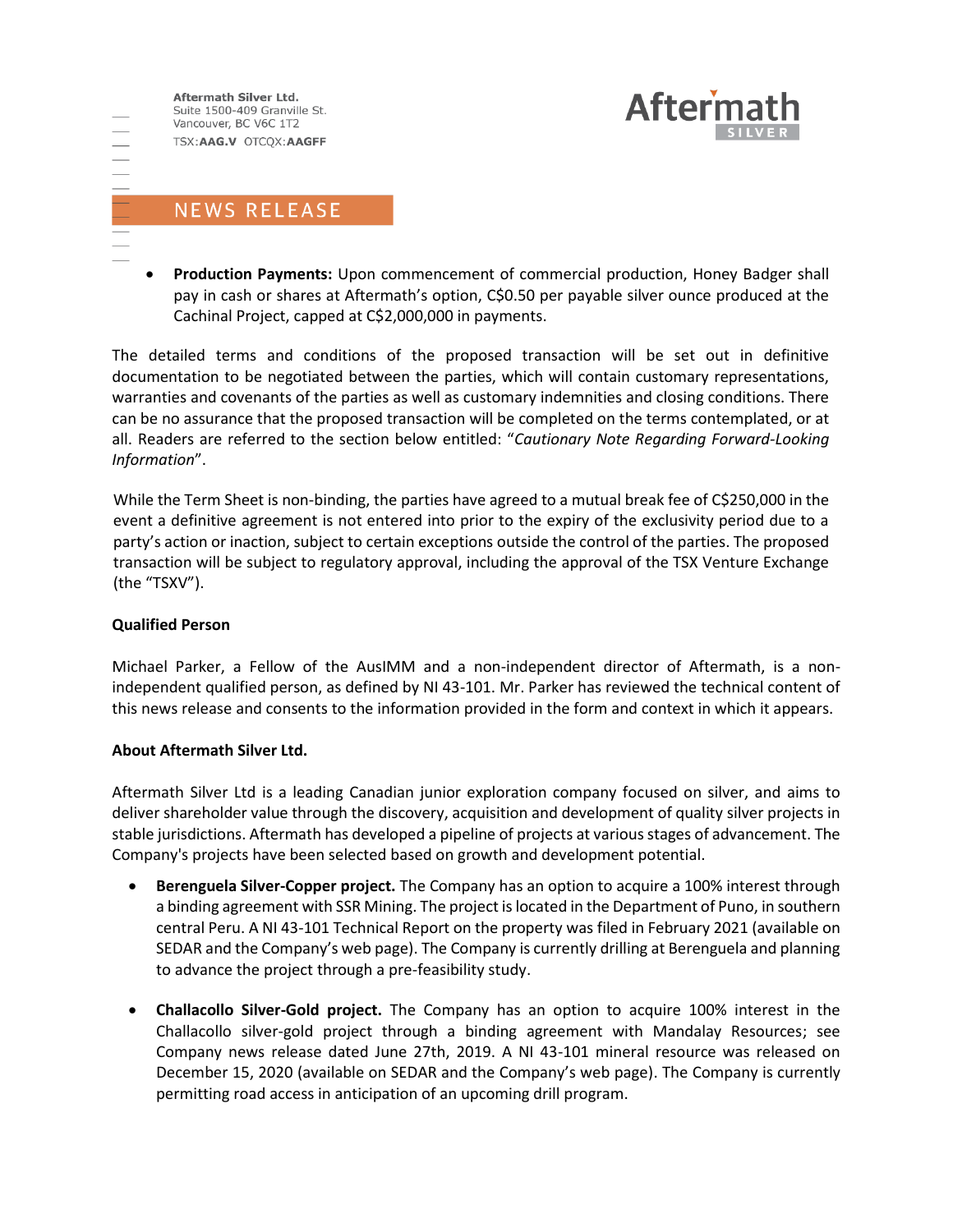- **Production Payments:** Upon commencement of commercial production, Honey Badger shall pay in cash or shares at Aftermath's option, C$0.50 per payable silver ounce produced at the Cachinal Project, capped at C$2,000,000 in payments.

The detailed terms and conditions of the proposed transaction will be set out in definitive documentation to be negotiated between the parties, which will contain customary representations, warranties and covenants of the parties as well as customary indemnities and closing conditions. There can be no assurance that the proposed transaction will be completed on the terms contemplated, or at all. Readers are referred to the section below entitled: "*Cautionary Note Regarding Forward-Looking Information*".

While the Term Sheet is non-binding, the parties have agreed to a mutual break fee of C$250,000 in the event a definitive agreement is not entered into prior to the expiry of the exclusivity period due to a party's action or inaction, subject to certain exceptions outside the control of the parties. The proposed transaction will be subject to regulatory approval, including the approval of the TSX Venture Exchange (the "TSXV").

**Qualified Person**

Michael Parker, a Fellow of the AusIMM and a non-independent director of Aftermath, is a non-independent qualified person, as defined by NI 43-101. Mr. Parker has reviewed the technical content of this news release and consents to the information provided in the form and context in which it appears.

**About Aftermath Silver Ltd.**

Aftermath Silver Ltd is a leading Canadian junior exploration company focused on silver, and aims to deliver shareholder value through the discovery, acquisition and development of quality silver projects in stable jurisdictions. Aftermath has developed a pipeline of projects at various stages of advancement. The Company's projects have been selected based on growth and development potential.

- **Berenguela Silver-Copper project.** The Company has an option to acquire a 100% interest through a binding agreement with SSR Mining. The project is located in the Department of Puno, in southern central Peru. A NI 43-101 Technical Report on the property was filed in February 2021 (available on SEDAR and the Company's web page). The Company is currently drilling at Berenguela and planning to advance the project through a pre-feasibility study.

- **Challacollo Silver-Gold project.** The Company has an option to acquire 100% interest in the Challacollo silver-gold project through a binding agreement with Mandalay Resources; see Company news release dated June 27th, 2019. A NI 43-101 mineral resource was released on December 15, 2020 (available on SEDAR and the Company's web page). The Company is currently permitting road access in anticipation of an upcoming drill program.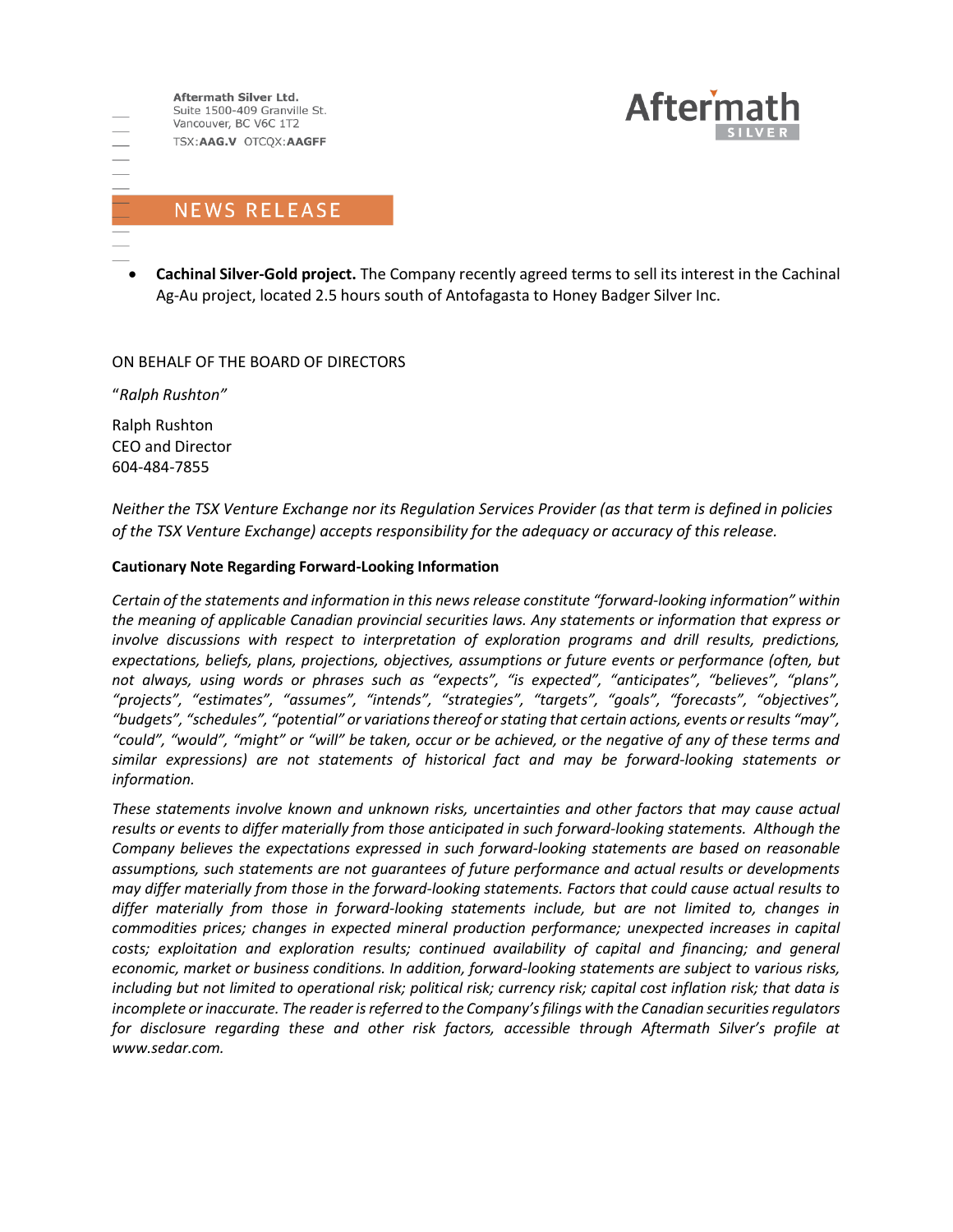Aftermath Silver Ltd.
Suite 1500-409 Granville St.
Vancouver, BC V6C 1T2
TSX:**AAG.V** OTCQX:**AAGFF**

NEWS RELEASE

- **Cachinal Silver-Gold project.** The Company recently agreed terms to sell its interest in the Cachinal Ag-Au project, located 2.5 hours south of Antofagasta to Honey Badger Silver Inc.

ON BEHALF OF THE BOARD OF DIRECTORS

"*Ralph Rushton*"

Ralph Rushton
CEO and Director
604-484-7855

*Neither the TSX Venture Exchange nor its Regulation Services Provider (as that term is defined in policies of the TSX Venture Exchange) accepts responsibility for the adequacy or accuracy of this release.*

**Cautionary Note Regarding Forward-Looking Information**

*Certain of the statements and information in this news release constitute "forward-looking information" within the meaning of applicable Canadian provincial securities laws. Any statements or information that express or involve discussions with respect to interpretation of exploration programs and drill results, predictions, expectations, beliefs, plans, projections, objectives, assumptions or future events or performance (often, but not always, using words or phrases such as "expects", "is expected", "anticipates", "believes", "plans", "projects", "estimates", "assumes", "intends", "strategies", "targets", "goals", "forecasts", "objectives", "budgets", "schedules", "potential" or variations thereof or stating that certain actions, events or results "may", "could", "would", "might" or "will" be taken, occur or be achieved, or the negative of any of these terms and similar expressions) are not statements of historical fact and may be forward-looking statements or information.*

*These statements involve known and unknown risks, uncertainties and other factors that may cause actual results or events to differ materially from those anticipated in such forward-looking statements. Although the Company believes the expectations expressed in such forward-looking statements are based on reasonable assumptions, such statements are not guarantees of future performance and actual results or developments may differ materially from those in the forward-looking statements. Factors that could cause actual results to differ materially from those in forward-looking statements include, but are not limited to, changes in commodities prices; changes in expected mineral production performance; unexpected increases in capital costs; exploitation and exploration results; continued availability of capital and financing; and general economic, market or business conditions. In addition, forward-looking statements are subject to various risks, including but not limited to operational risk; political risk; currency risk; capital cost inflation risk; that data is incomplete or inaccurate. The reader is referred to the Company's filings with the Canadian securities regulators for disclosure regarding these and other risk factors, accessible through Aftermath Silver's profile at www.sedar.com.*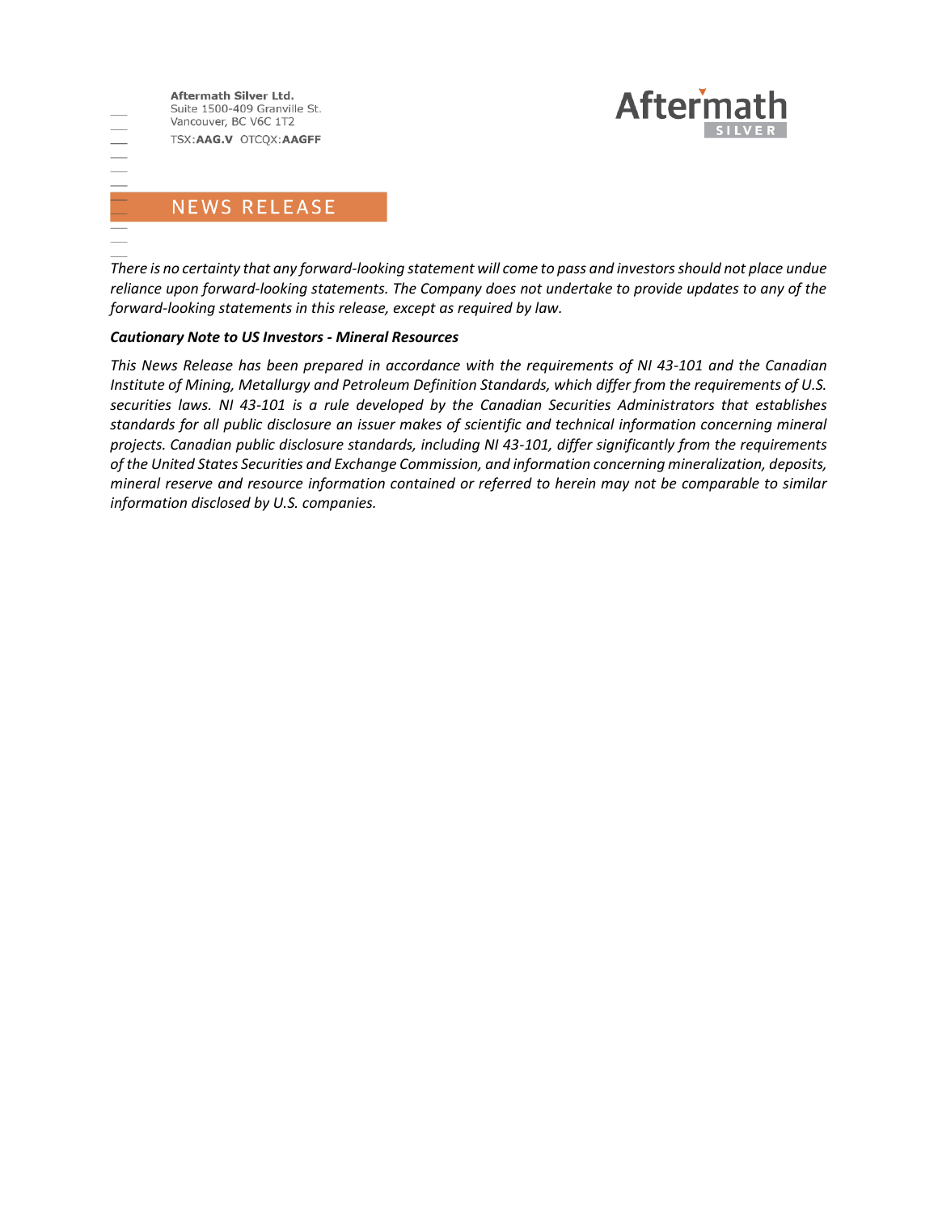*There is no certainty that any forward-looking statement will come to pass and investors should not place undue reliance upon forward-looking statements. The Company does not undertake to provide updates to any of the forward-looking statements in this release, except as required by law.*

***Cautionary Note to US Investors - Mineral Resources***

*This News Release has been prepared in accordance with the requirements of NI 43-101 and the Canadian Institute of Mining, Metallurgy and Petroleum Definition Standards, which differ from the requirements of U.S. securities laws. NI 43-101 is a rule developed by the Canadian Securities Administrators that establishes standards for all public disclosure an issuer makes of scientific and technical information concerning mineral projects. Canadian public disclosure standards, including NI 43-101, differ significantly from the requirements of the United States Securities and Exchange Commission, and information concerning mineralization, deposits, mineral reserve and resource information contained or referred to herein may not be comparable to similar information disclosed by U.S. companies.*